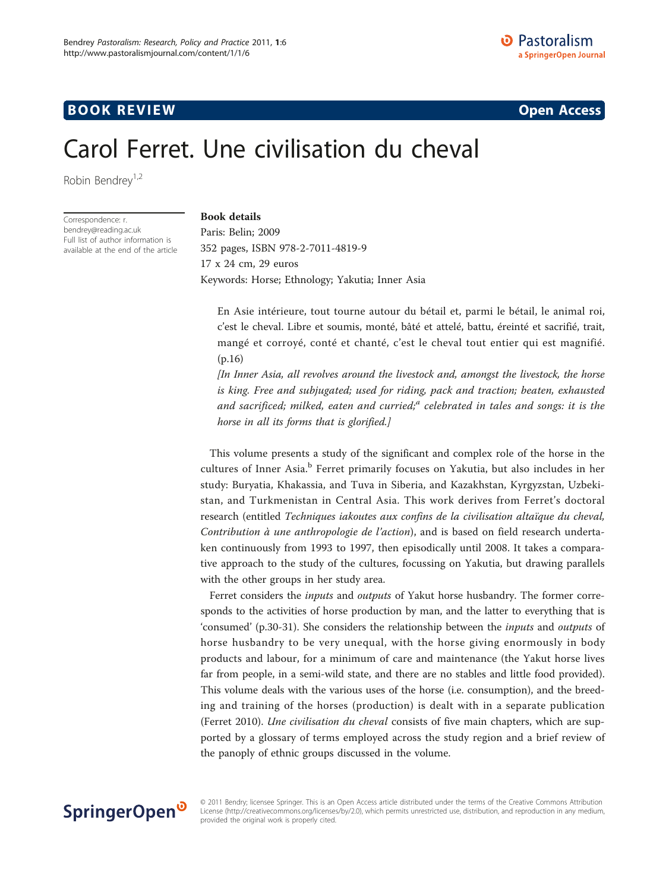BOOK REVIEW

Open Access

# Carol Ferret. Une civilisation du cheval

Robin Bendrey[1,2]

Correspondence: r.bendrey@reading.ac.uk
Full list of author information is available at the end of the article

**Book details**
Paris: Belin; 2009
352 pages, ISBN 978-2-7011-4819-9
17 x 24 cm, 29 euros
Keywords: Horse; Ethnology; Yakutia; Inner Asia

> En Asie intérieure, tout tourne autour du bétail et, parmi le bétail, l'animal roi, c'est le cheval. Libre et soumis, monté, bâté et attelé, battu, éreinté et sacrifié, trait, mangé et corroyé, conté et chanté, c'est le cheval tout entier qui est magnifié. (p.16)
>
> *[In Inner Asia, all revolves around the livestock and, amongst the livestock, the horse is king. Free and subjugated; used for riding, pack and traction; beaten, exhausted and sacrificed; milked, eaten and curried;[a] celebrated in tales and songs: it is the horse in all its forms that is glorified.]*

This volume presents a study of the significant and complex role of the horse in the cultures of Inner Asia.[b] Ferret primarily focuses on Yakutia, but also includes in her study: Buryatia, Khakassia, and Tuva in Siberia, and Kazakhstan, Kyrgyzstan, Uzbekistan, and Turkmenistan in Central Asia. This work derives from Ferret's doctoral research (entitled *Techniques iakoutes aux confins de la civilisation altaïque du cheval, Contribution à une anthropologie de l'action*), and is based on field research undertaken continuously from 1993 to 1997, then episodically until 2008. It takes a comparative approach to the study of the cultures, focussing on Yakutia, but drawing parallels with the other groups in her study area.

Ferret considers the *inputs* and *outputs* of Yakut horse husbandry. The former corresponds to the activities of horse production by man, and the latter to everything that is 'consumed' (p.30-31). She considers the relationship between the *inputs* and *outputs* of horse husbandry to be very unequal, with the horse giving enormously in body products and labour, for a minimum of care and maintenance (the Yakut horse lives far from people, in a semi-wild state, and there are no stables and little food provided). This volume deals with the various uses of the horse (i.e. consumption), and the breeding and training of the horses (production) is dealt with in a separate publication (Ferret 2010). *Une civilisation du cheval* consists of five main chapters, which are supported by a glossary of terms employed across the study region and a brief review of the panoply of ethnic groups discussed in the volume.

© 2011 Bendry; licensee Springer. This is an Open Access article distributed under the terms of the Creative Commons Attribution License (http://creativecommons.org/licenses/by/2.0), which permits unrestricted use, distribution, and reproduction in any medium, provided the original work is properly cited.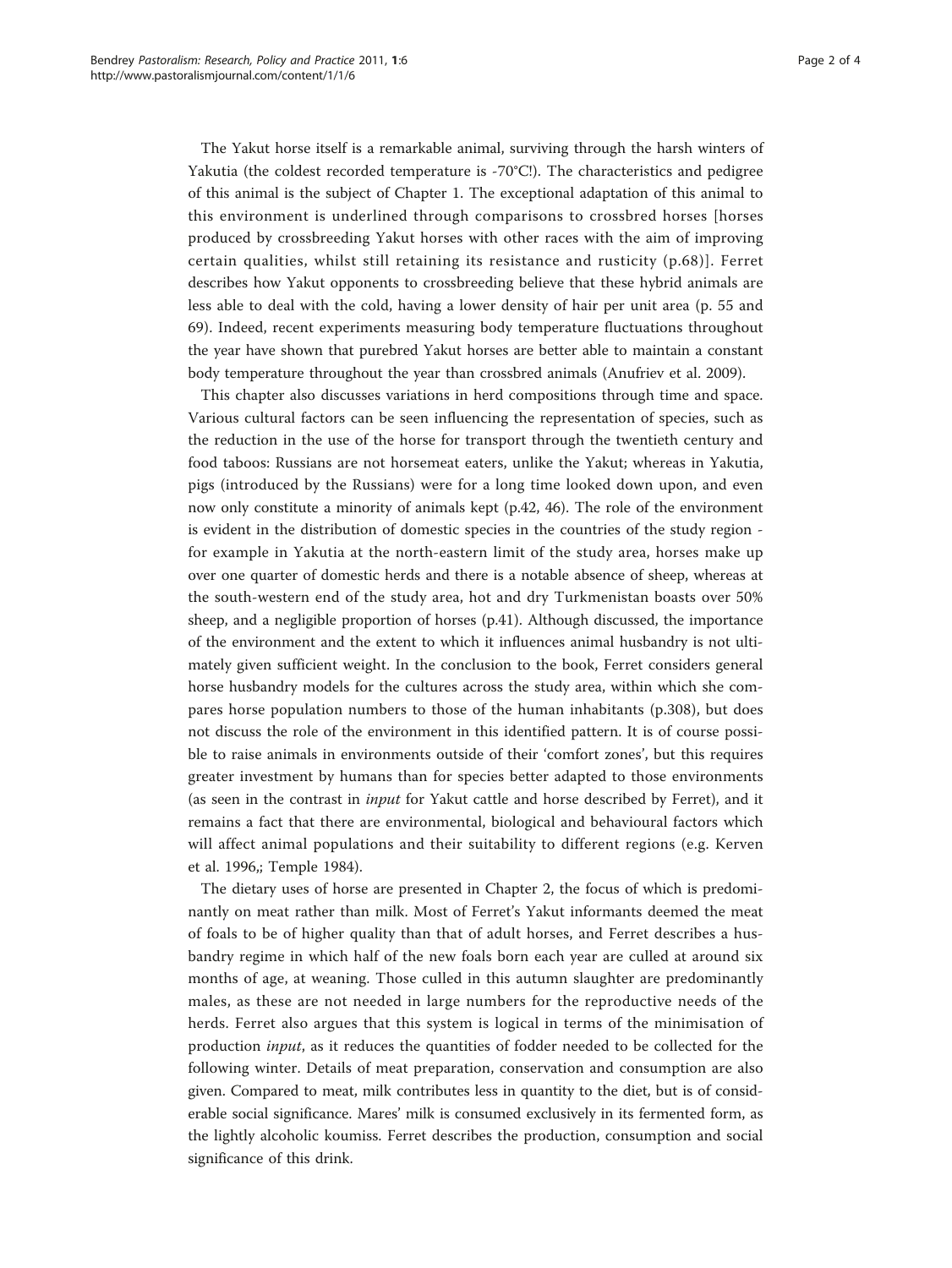The Yakut horse itself is a remarkable animal, surviving through the harsh winters of Yakutia (the coldest recorded temperature is -70°C!). The characteristics and pedigree of this animal is the subject of Chapter 1. The exceptional adaptation of this animal to this environment is underlined through comparisons to crossbred horses [horses produced by crossbreeding Yakut horses with other races with the aim of improving certain qualities, whilst still retaining its resistance and rusticity (p.68)]. Ferret describes how Yakut opponents to crossbreeding believe that these hybrid animals are less able to deal with the cold, having a lower density of hair per unit area (p. 55 and 69). Indeed, recent experiments measuring body temperature fluctuations throughout the year have shown that purebred Yakut horses are better able to maintain a constant body temperature throughout the year than crossbred animals (Anufriev et al. 2009).

This chapter also discusses variations in herd compositions through time and space. Various cultural factors can be seen influencing the representation of species, such as the reduction in the use of the horse for transport through the twentieth century and food taboos: Russians are not horsemeat eaters, unlike the Yakut; whereas in Yakutia, pigs (introduced by the Russians) were for a long time looked down upon, and even now only constitute a minority of animals kept (p.42, 46). The role of the environment is evident in the distribution of domestic species in the countries of the study region - for example in Yakutia at the north-eastern limit of the study area, horses make up over one quarter of domestic herds and there is a notable absence of sheep, whereas at the south-western end of the study area, hot and dry Turkmenistan boasts over 50% sheep, and a negligible proportion of horses (p.41). Although discussed, the importance of the environment and the extent to which it influences animal husbandry is not ultimately given sufficient weight. In the conclusion to the book, Ferret considers general horse husbandry models for the cultures across the study area, within which she compares horse population numbers to those of the human inhabitants (p.308), but does not discuss the role of the environment in this identified pattern. It is of course possible to raise animals in environments outside of their 'comfort zones', but this requires greater investment by humans than for species better adapted to those environments (as seen in the contrast in *input* for Yakut cattle and horse described by Ferret), and it remains a fact that there are environmental, biological and behavioural factors which will affect animal populations and their suitability to different regions (e.g. Kerven et al. 1996,; Temple 1984).

The dietary uses of horse are presented in Chapter 2, the focus of which is predominantly on meat rather than milk. Most of Ferret's Yakut informants deemed the meat of foals to be of higher quality than that of adult horses, and Ferret describes a husbandry regime in which half of the new foals born each year are culled at around six months of age, at weaning. Those culled in this autumn slaughter are predominantly males, as these are not needed in large numbers for the reproductive needs of the herds. Ferret also argues that this system is logical in terms of the minimisation of production *input*, as it reduces the quantities of fodder needed to be collected for the following winter. Details of meat preparation, conservation and consumption are also given. Compared to meat, milk contributes less in quantity to the diet, but is of considerable social significance. Mares' milk is consumed exclusively in its fermented form, as the lightly alcoholic koumiss. Ferret describes the production, consumption and social significance of this drink.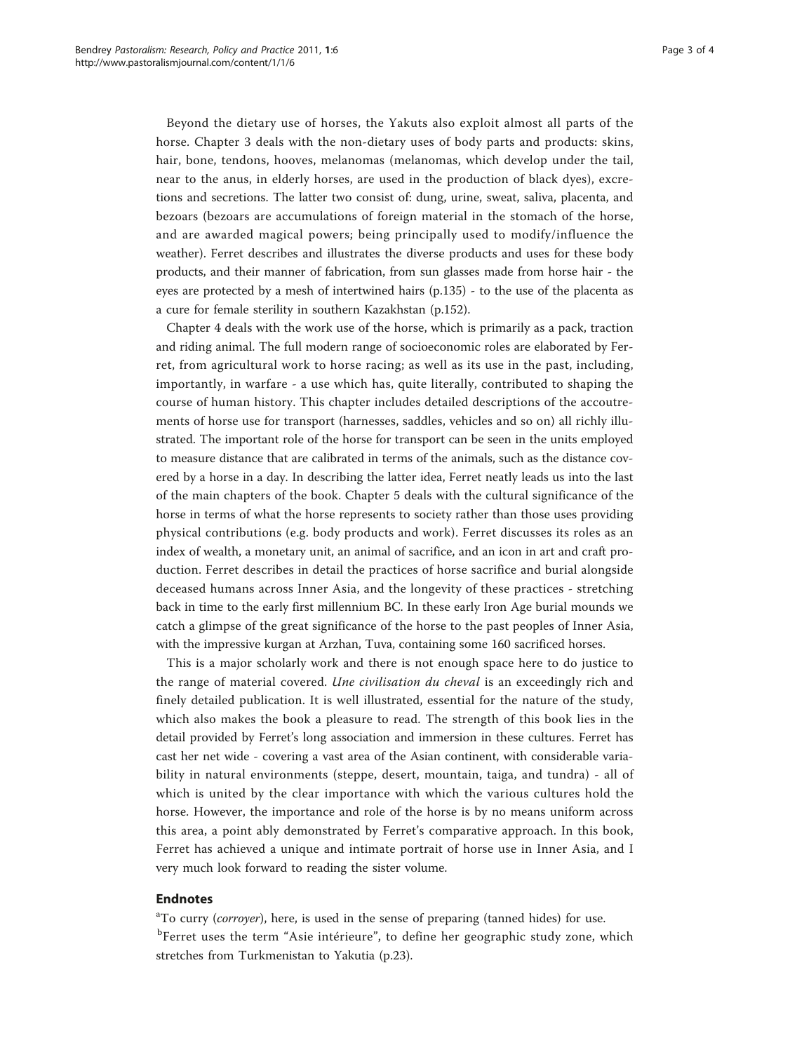Beyond the dietary use of horses, the Yakuts also exploit almost all parts of the horse. Chapter 3 deals with the non-dietary uses of body parts and products: skins, hair, bone, tendons, hooves, melanomas (melanomas, which develop under the tail, near to the anus, in elderly horses, are used in the production of black dyes), excretions and secretions. The latter two consist of: dung, urine, sweat, saliva, placenta, and bezoars (bezoars are accumulations of foreign material in the stomach of the horse, and are awarded magical powers; being principally used to modify/influence the weather). Ferret describes and illustrates the diverse products and uses for these body products, and their manner of fabrication, from sun glasses made from horse hair - the eyes are protected by a mesh of intertwined hairs (p.135) - to the use of the placenta as a cure for female sterility in southern Kazakhstan (p.152).

Chapter 4 deals with the work use of the horse, which is primarily as a pack, traction and riding animal. The full modern range of socioeconomic roles are elaborated by Ferret, from agricultural work to horse racing; as well as its use in the past, including, importantly, in warfare - a use which has, quite literally, contributed to shaping the course of human history. This chapter includes detailed descriptions of the accoutrements of horse use for transport (harnesses, saddles, vehicles and so on) all richly illustrated. The important role of the horse for transport can be seen in the units employed to measure distance that are calibrated in terms of the animals, such as the distance covered by a horse in a day. In describing the latter idea, Ferret neatly leads us into the last of the main chapters of the book. Chapter 5 deals with the cultural significance of the horse in terms of what the horse represents to society rather than those uses providing physical contributions (e.g. body products and work). Ferret discusses its roles as an index of wealth, a monetary unit, an animal of sacrifice, and an icon in art and craft production. Ferret describes in detail the practices of horse sacrifice and burial alongside deceased humans across Inner Asia, and the longevity of these practices - stretching back in time to the early first millennium BC. In these early Iron Age burial mounds we catch a glimpse of the great significance of the horse to the past peoples of Inner Asia, with the impressive kurgan at Arzhan, Tuva, containing some 160 sacrificed horses.

This is a major scholarly work and there is not enough space here to do justice to the range of material covered. *Une civilisation du cheval* is an exceedingly rich and finely detailed publication. It is well illustrated, essential for the nature of the study, which also makes the book a pleasure to read. The strength of this book lies in the detail provided by Ferret's long association and immersion in these cultures. Ferret has cast her net wide - covering a vast area of the Asian continent, with considerable variability in natural environments (steppe, desert, mountain, taiga, and tundra) - all of which is united by the clear importance with which the various cultures hold the horse. However, the importance and role of the horse is by no means uniform across this area, a point ably demonstrated by Ferret's comparative approach. In this book, Ferret has achieved a unique and intimate portrait of horse use in Inner Asia, and I very much look forward to reading the sister volume.

## Endnotes

[a]To curry (*corroyer*), here, is used in the sense of preparing (tanned hides) for use.

[b]Ferret uses the term "Asie intérieure", to define her geographic study zone, which stretches from Turkmenistan to Yakutia (p.23).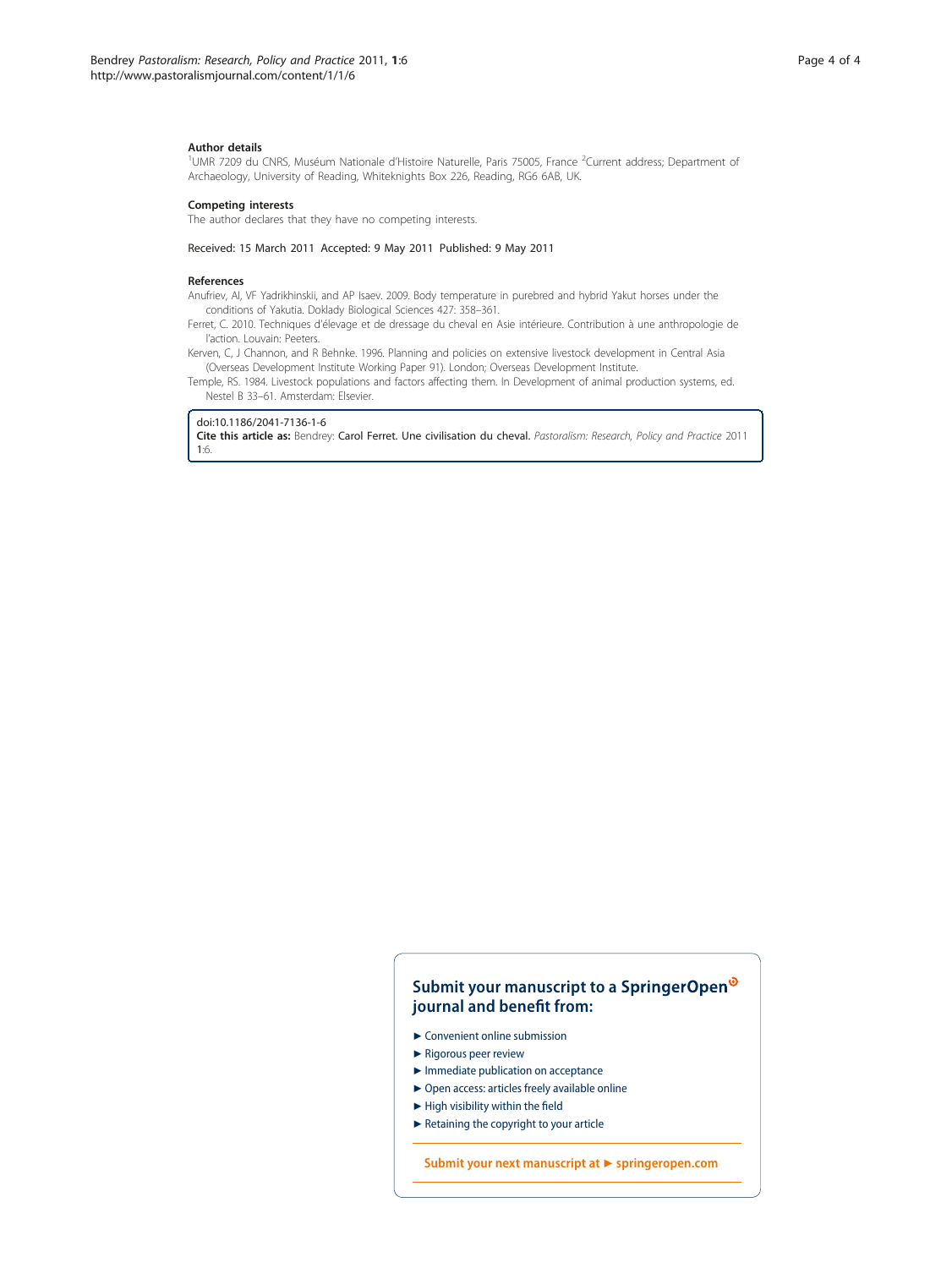### Author details

[1]UMR 7209 du CNRS, Muséum Nationale d'Histoire Naturelle, Paris 75005, France [2]Current address; Department of Archaeology, University of Reading, Whiteknights Box 226, Reading, RG6 6AB, UK.

### Competing interests

The author declares that they have no competing interests.

Received: 15 March 2011 Accepted: 9 May 2011 Published: 9 May 2011

### References

Anufriev, AI, VF Yadrikhinskii, and AP Isaev. 2009. Body temperature in purebred and hybrid Yakut horses under the conditions of Yakutia. Doklady Biological Sciences 427: 358–361.

Ferret, C. 2010. Techniques d'élevage et de dressage du cheval en Asie intérieure. Contribution à une anthropologie de l'action. Louvain: Peeters.

Kerven, C, J Channon, and R Behnke. 1996. Planning and policies on extensive livestock development in Central Asia (Overseas Development Institute Working Paper 91). London; Overseas Development Institute.

Temple, RS. 1984. Livestock populations and factors affecting them. In Development of animal production systems, ed. Nestel B 33–61. Amsterdam: Elsevier.

doi:10.1186/2041-7136-1-6

**Cite this article as:** Bendrey: Carol Ferret. Une civilisation du cheval. *Pastoralism: Research, Policy and Practice* 2011 1:6.

**Submit your manuscript to a SpringerOpen journal and benefit from:**

- ► Convenient online submission
- ► Rigorous peer review
- ► Immediate publication on acceptance
- ► Open access: articles freely available online
- ► High visibility within the field
- ► Retaining the copyright to your article

**Submit your next manuscript at ► springeropen.com**